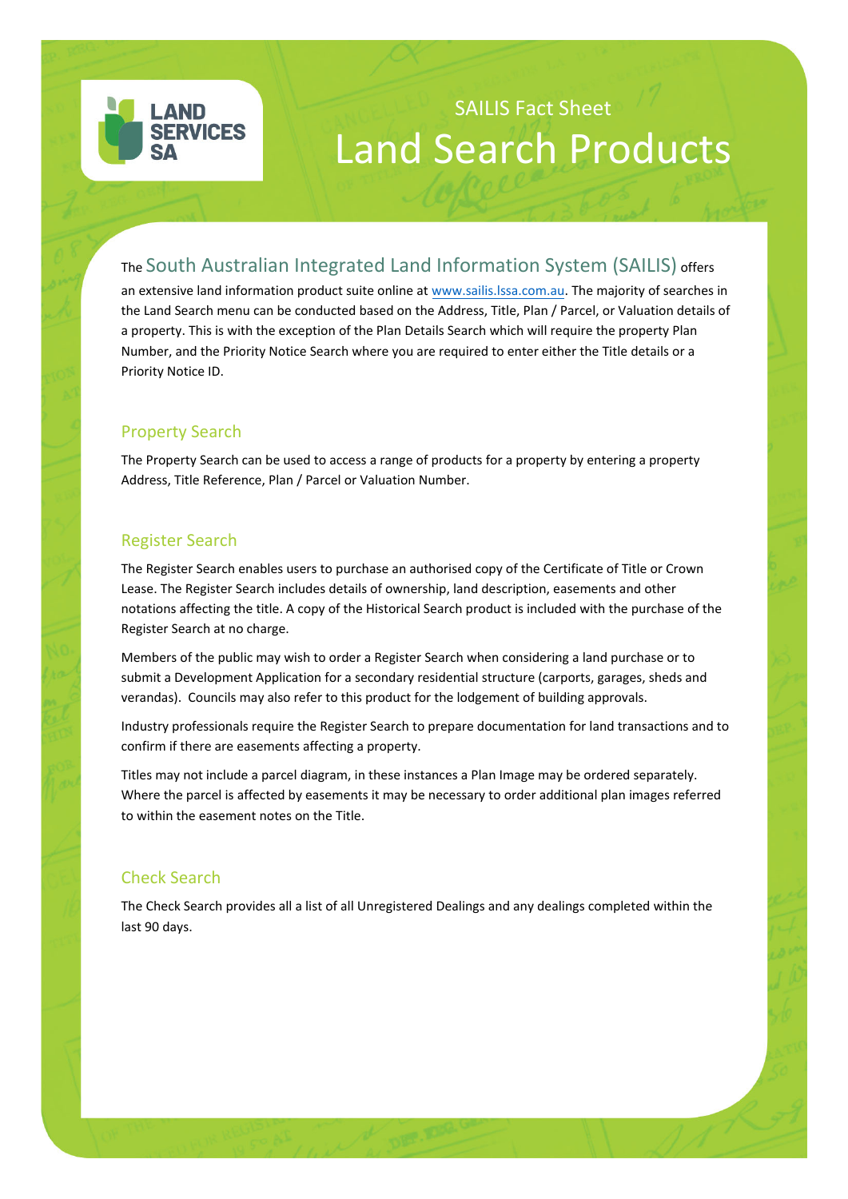SAILIS Fact Sheet

# Land Search Products

The South Australian Integrated Land Information System (SAILIS) offers an extensive land information product suite online at www.sailis.lssa.com.au. The majority of searches in the Land Search menu can be conducted based on the Address, Title, Plan / Parcel, or Valuation details of a property. This is with the exception of the Plan Details Search which will require the property Plan Number, and the Priority Notice Search where you are required to enter either the Title details or a Priority Notice ID.

## Property Search

The Property Search can be used to access a range of products for a property by entering a property Address, Title Reference, Plan / Parcel or Valuation Number.

## Register Search

The Register Search enables users to purchase an authorised copy of the Certificate of Title or Crown Lease. The Register Search includes details of ownership, land description, easements and other notations affecting the title. A copy of the Historical Search product is included with the purchase of the Register Search at no charge.

Members of the public may wish to order a Register Search when considering a land purchase or to submit a Development Application for a secondary residential structure (carports, garages, sheds and verandas). Councils may also refer to this product for the lodgement of building approvals.

Industry professionals require the Register Search to prepare documentation for land transactions and to confirm if there are easements affecting a property.

Titles may not include a parcel diagram, in these instances a Plan Image may be ordered separately. Where the parcel is affected by easements it may be necessary to order additional plan images referred to within the easement notes on the Title.

## Check Search

The Check Search provides all a list of all Unregistered Dealings and any dealings completed within the last 90 days.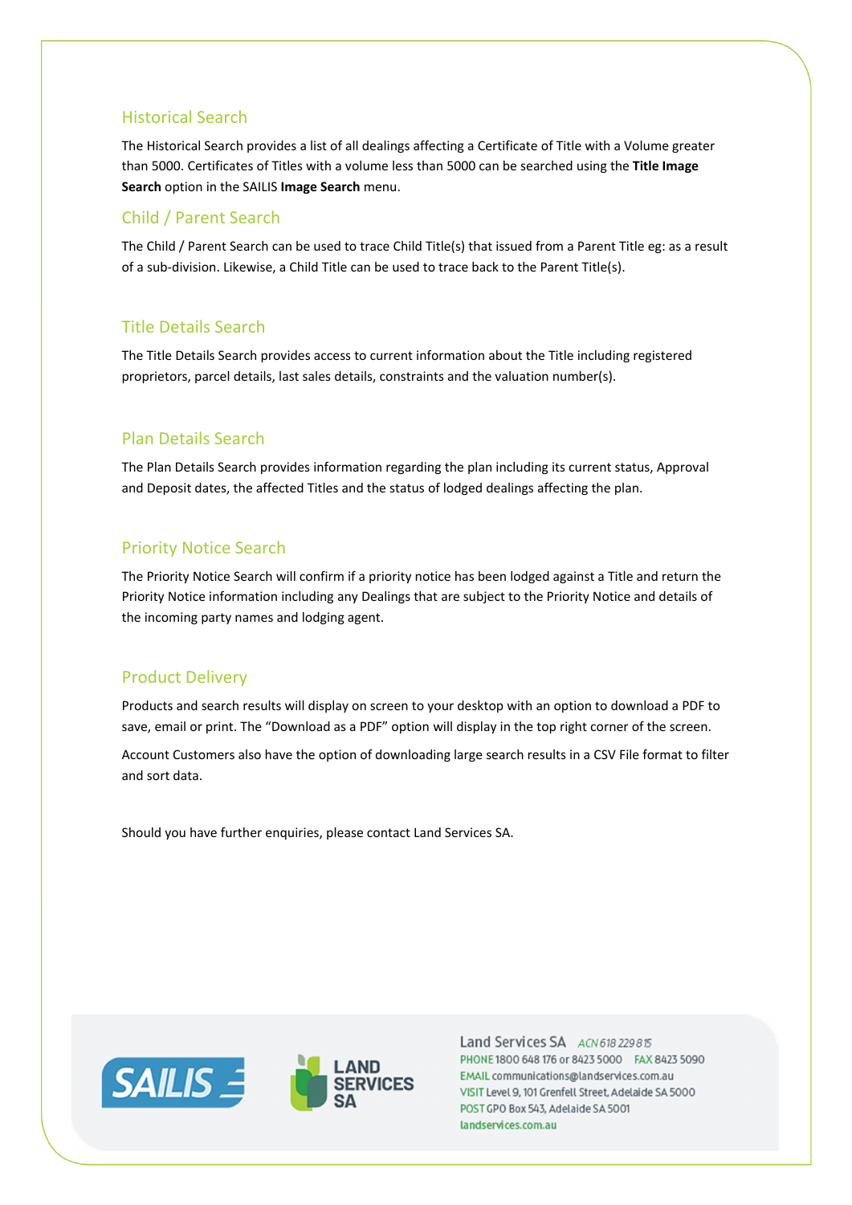## Historical Search

The Historical Search provides a list of all dealings affecting a Certificate of Title with a Volume greater than 5000. Certificates of Titles with a volume less than 5000 can be searched using the **Title Image Search** option in the SAILIS **Image Search** menu.

## Child / Parent Search

The Child / Parent Search can be used to trace Child Title(s) that issued from a Parent Title eg: as a result of a sub-division. Likewise, a Child Title can be used to trace back to the Parent Title(s).

## Title Details Search

The Title Details Search provides access to current information about the Title including registered proprietors, parcel details, last sales details, constraints and the valuation number(s).

## Plan Details Search

The Plan Details Search provides information regarding the plan including its current status, Approval and Deposit dates, the affected Titles and the status of lodged dealings affecting the plan.

## Priority Notice Search

The Priority Notice Search will confirm if a priority notice has been lodged against a Title and return the Priority Notice information including any Dealings that are subject to the Priority Notice and details of the incoming party names and lodging agent.

## Product Delivery

Products and search results will display on screen to your desktop with an option to download a PDF to save, email or print. The "Download as a PDF" option will display in the top right corner of the screen.

Account Customers also have the option of downloading large search results in a CSV File format to filter and sort data.

Should you have further enquiries, please contact Land Services SA.

Land Services SA ACN 618 229 815
PHONE 1800 648 176 or 8423 5000 FAX 8423 5090
EMAIL communications@landservices.com.au
VISIT Level 9, 101 Grenfell Street, Adelaide SA 5000
POST GPO Box 543, Adelaide SA 5001
landservices.com.au